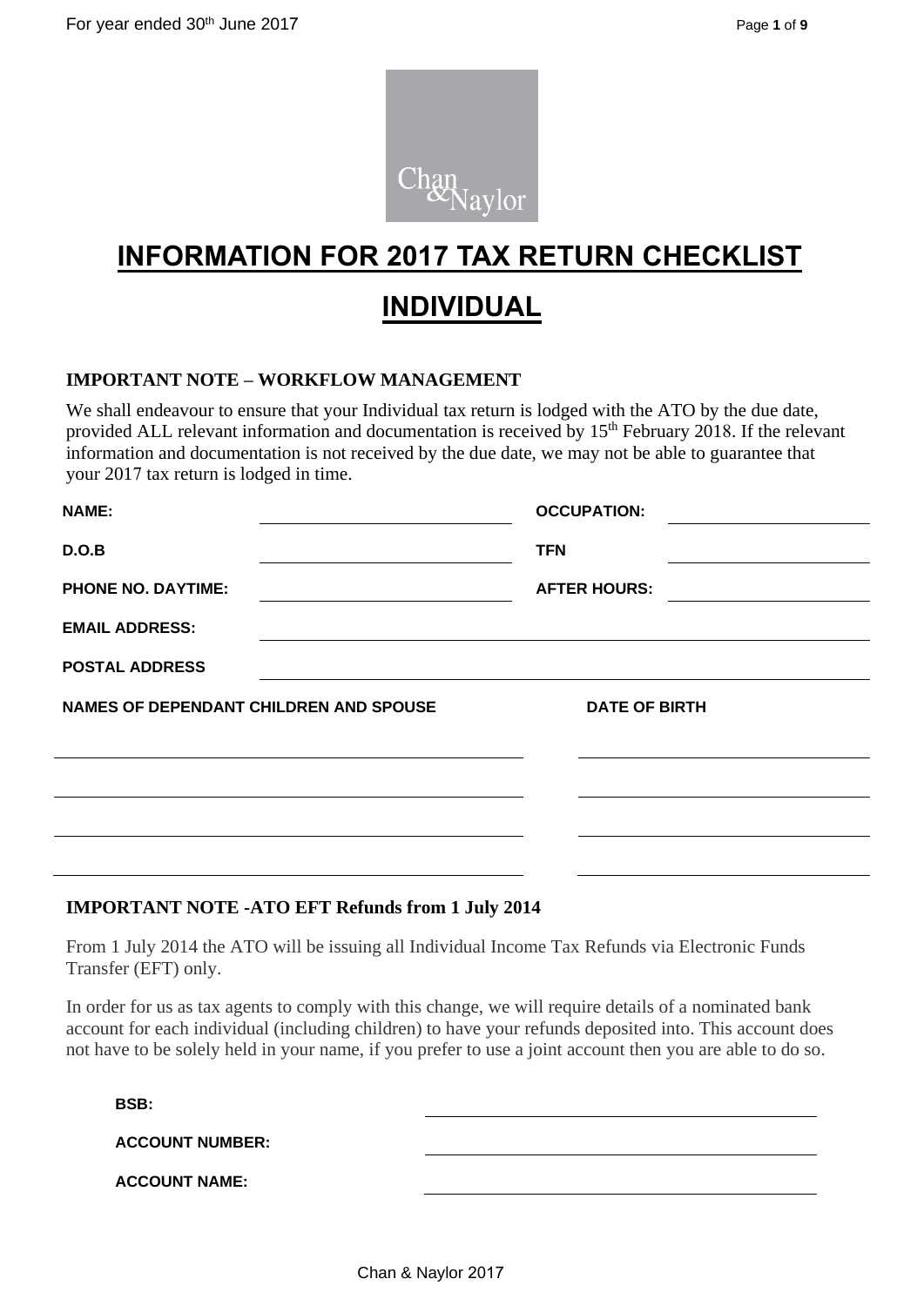# INFORMATION FOR 2017 TAX RETURN CHECKLIST

# INDIVIDUAL

**IMPORTANT NOTE – WORKFLOW MANAGEMENT**

We shall endeavour to ensure that your Individual tax return is lodged with the ATO by the due date, provided ALL relevant information and documentation is received by 15th February 2018. If the relevant information and documentation is not received by the due date, we may not be able to guarantee that your 2017 tax return is lodged in time.

| | | | |
|---|---|---|---|
| **NAME:** | | **OCCUPATION:** | |
| **D.O.B** | | **TFN** | |
| **PHONE NO. DAYTIME:** | | **AFTER HOURS:** | |
| **EMAIL ADDRESS:** | | | |
| **POSTAL ADDRESS** | | | |

| NAMES OF DEPENDANT CHILDREN AND SPOUSE | DATE OF BIRTH |
|---|---|
| | |
| | |
| | |
| | |

**IMPORTANT NOTE -ATO EFT Refunds from 1 July 2014**

From 1 July 2014 the ATO will be issuing all Individual Income Tax Refunds via Electronic Funds Transfer (EFT) only.

In order for us as tax agents to comply with this change, we will require details of a nominated bank account for each individual (including children) to have your refunds deposited into. This account does not have to be solely held in your name, if you prefer to use a joint account then you are able to do so.

| | |
|---|---|
| **BSB:** | |
| **ACCOUNT NUMBER:** | |
| **ACCOUNT NAME:** | |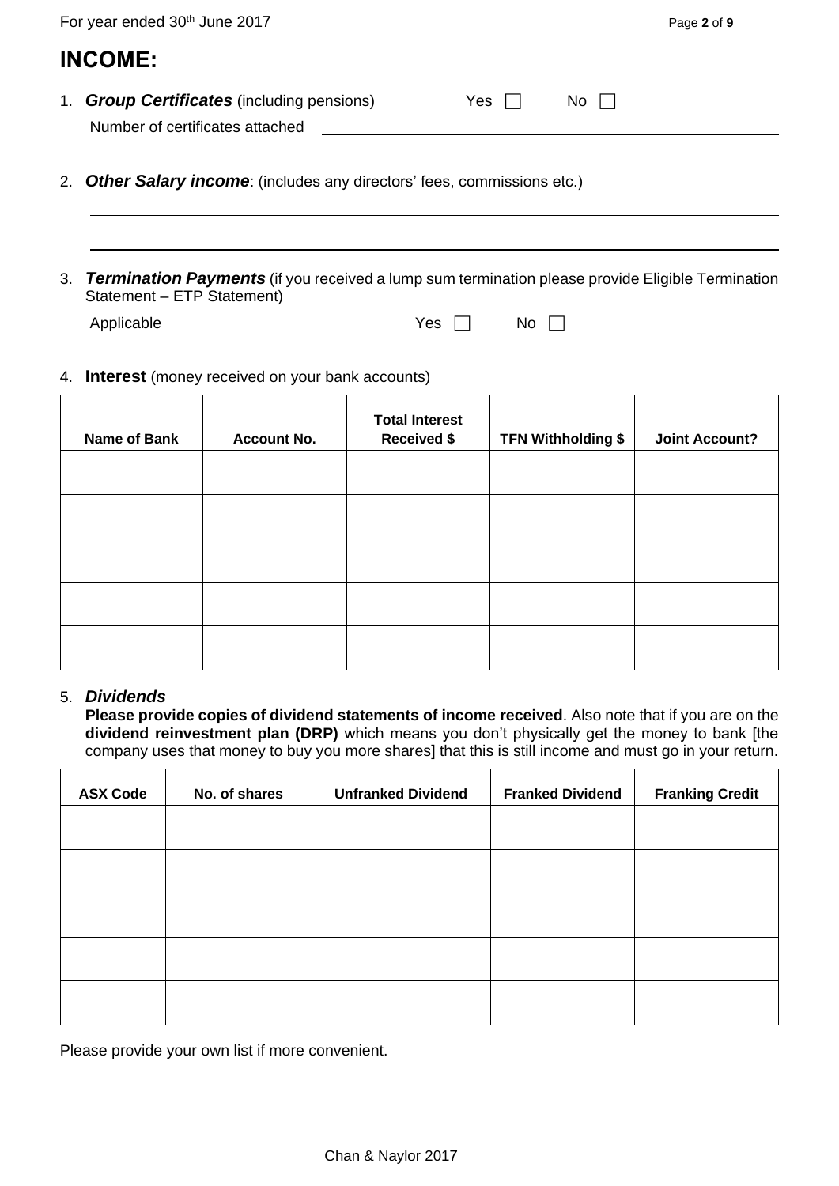## INCOME:

1. ***Group Certificates*** (including pensions) Yes ☐ No ☐

   Number of certificates attached \_\_\_\_\_\_\_\_\_\_\_\_\_\_\_\_\_\_\_\_\_\_\_\_\_\_\_\_\_\_

2. ***Other Salary income***: (includes any directors' fees, commissions etc.)

   \_\_\_\_\_\_\_\_\_\_\_\_\_\_\_\_\_\_\_\_\_\_\_\_\_\_\_\_\_\_\_\_\_\_\_\_\_\_\_\_\_\_\_\_\_\_\_\_\_\_\_\_\_\_\_\_

   \_\_\_\_\_\_\_\_\_\_\_\_\_\_\_\_\_\_\_\_\_\_\_\_\_\_\_\_\_\_\_\_\_\_\_\_\_\_\_\_\_\_\_\_\_\_\_\_\_\_\_\_\_\_\_\_

3. ***Termination Payments*** (if you received a lump sum termination please provide Eligible Termination Statement – ETP Statement)

   Applicable Yes ☐ No ☐

4. **Interest** (money received on your bank accounts)

| Name of Bank | Account No. | Total Interest Received $ | TFN Withholding $ | Joint Account? |
|---|---|---|---|---|
| | | | | |
| | | | | |
| | | | | |
| | | | | |
| | | | | |

5. ***Dividends***

   **Please provide copies of dividend statements of income received**. Also note that if you are on the **dividend reinvestment plan (DRP)** which means you don't physically get the money to bank [the company uses that money to buy you more shares] that this is still income and must go in your return.

| ASX Code | No. of shares | Unfranked Dividend | Franked Dividend | Franking Credit |
|---|---|---|---|---|
| | | | | |
| | | | | |
| | | | | |
| | | | | |
| | | | | |

Please provide your own list if more convenient.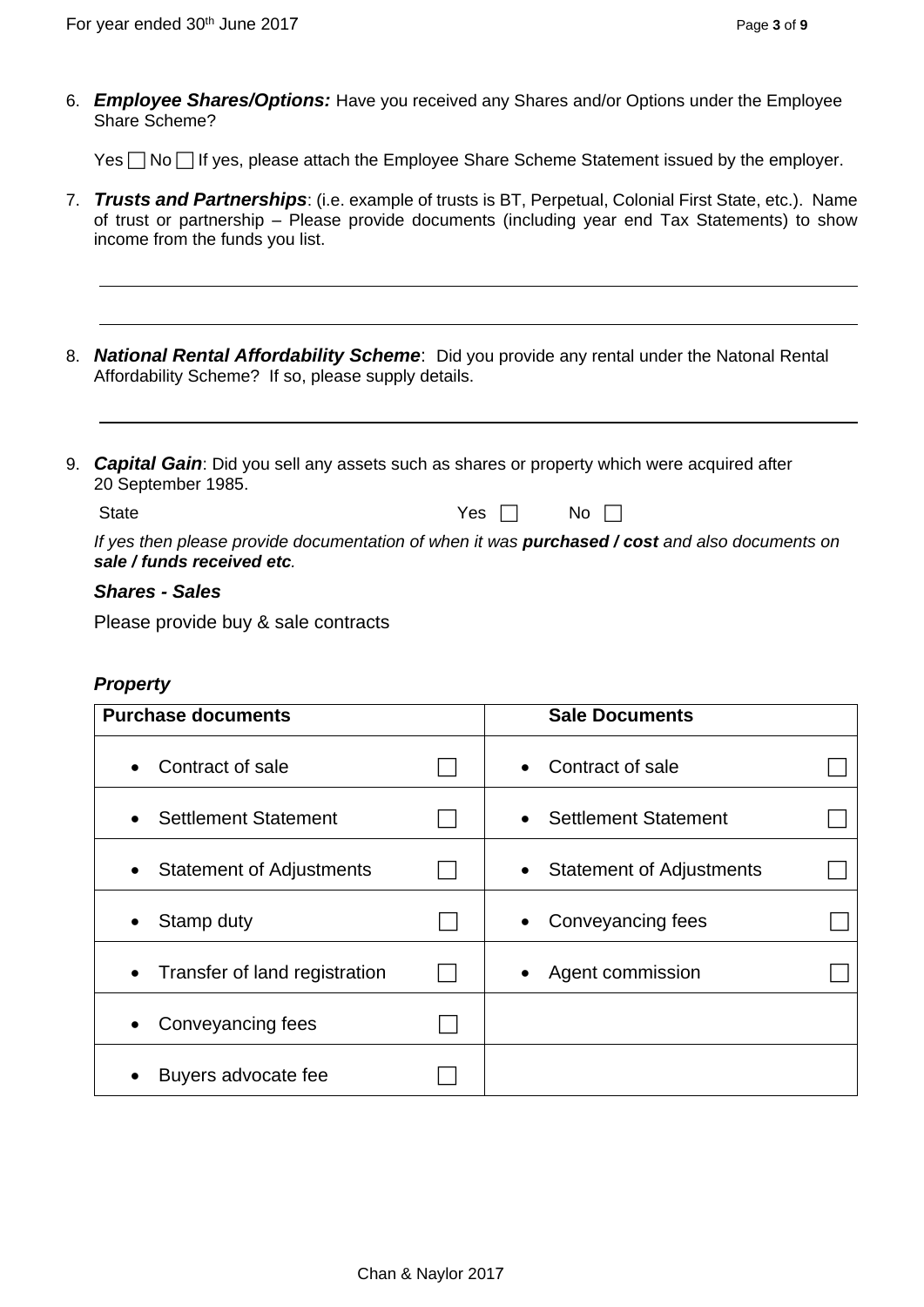6. ***Employee Shares/Options:*** Have you received any Shares and/or Options under the Employee Share Scheme?

   Yes ☐ No ☐ If yes, please attach the Employee Share Scheme Statement issued by the employer.

7. ***Trusts and Partnerships***: (i.e. example of trusts is BT, Perpetual, Colonial First State, etc.). Name of trust or partnership – Please provide documents (including year end Tax Statements) to show income from the funds you list.

   ______________________________________________________________________________

   ______________________________________________________________________________

8. ***National Rental Affordability Scheme***: Did you provide any rental under the Natonal Rental Affordability Scheme? If so, please supply details.

   ______________________________________________________________________________

9. ***Capital Gain***: Did you sell any assets such as shares or property which were acquired after 20 September 1985.

   State Yes ☐ No ☐

   *If yes then please provide documentation of when it was **purchased / cost** and also documents on **sale / funds received etc**.*

   ***Shares - Sales***

   Please provide buy & sale contracts

   ***Property***

| Purchase documents | | Sale Documents | |
|---|---|---|---|
| • Contract of sale | ☐ | • Contract of sale | ☐ |
| • Settlement Statement | ☐ | • Settlement Statement | ☐ |
| • Statement of Adjustments | ☐ | • Statement of Adjustments | ☐ |
| • Stamp duty | ☐ | • Conveyancing fees | ☐ |
| • Transfer of land registration | ☐ | • Agent commission | ☐ |
| • Conveyancing fees | ☐ | | |
| • Buyers advocate fee | ☐ | | |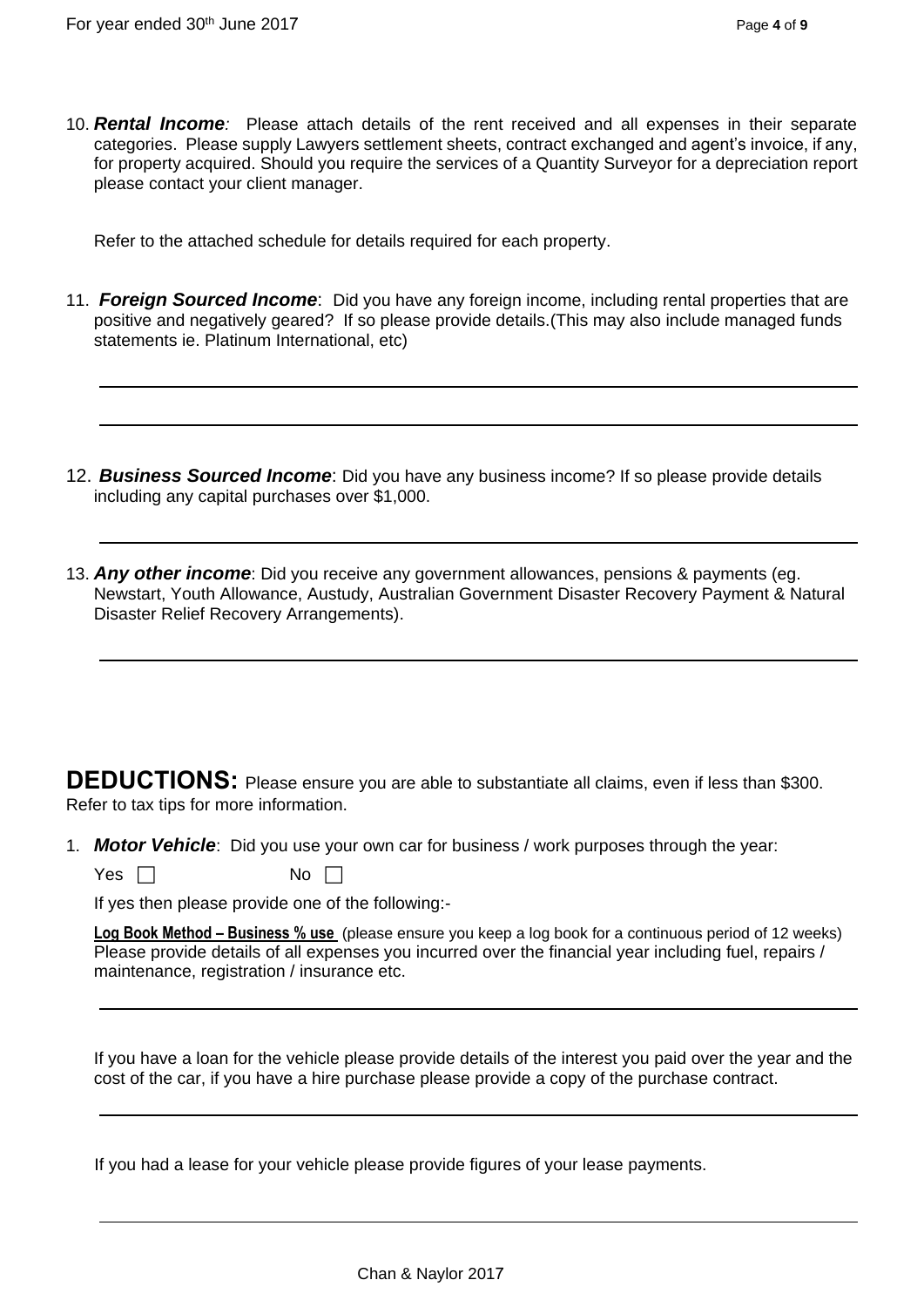10. ***Rental Income**:* Please attach details of the rent received and all expenses in their separate categories. Please supply Lawyers settlement sheets, contract exchanged and agent's invoice, if any, for property acquired. Should you require the services of a Quantity Surveyor for a depreciation report please contact your client manager.

    Refer to the attached schedule for details required for each property.

11. ***Foreign Sourced Income***: Did you have any foreign income, including rental properties that are positive and negatively geared? If so please provide details.(This may also include managed funds statements ie. Platinum International, etc)

    ______________________________________________________________________

    ______________________________________________________________________

12. ***Business Sourced Income***: Did you have any business income? If so please provide details including any capital purchases over $1,000.

    ______________________________________________________________________

13. ***Any other income***: Did you receive any government allowances, pensions & payments (eg. Newstart, Youth Allowance, Austudy, Australian Government Disaster Recovery Payment & Natural Disaster Relief Recovery Arrangements).

    ______________________________________________________________________

## DEDUCTIONS:

Please ensure you are able to substantiate all claims, even if less than $300. Refer to tax tips for more information.

1. ***Motor Vehicle***: Did you use your own car for business / work purposes through the year:

   Yes ☐ No ☐

   If yes then please provide one of the following:-

   **Log Book Method – Business % use** (please ensure you keep a log book for a continuous period of 12 weeks) Please provide details of all expenses you incurred over the financial year including fuel, repairs / maintenance, registration / insurance etc.

   ______________________________________________________________________

   If you have a loan for the vehicle please provide details of the interest you paid over the year and the cost of the car, if you have a hire purchase please provide a copy of the purchase contract.

   ______________________________________________________________________

   If you had a lease for your vehicle please provide figures of your lease payments.

   ______________________________________________________________________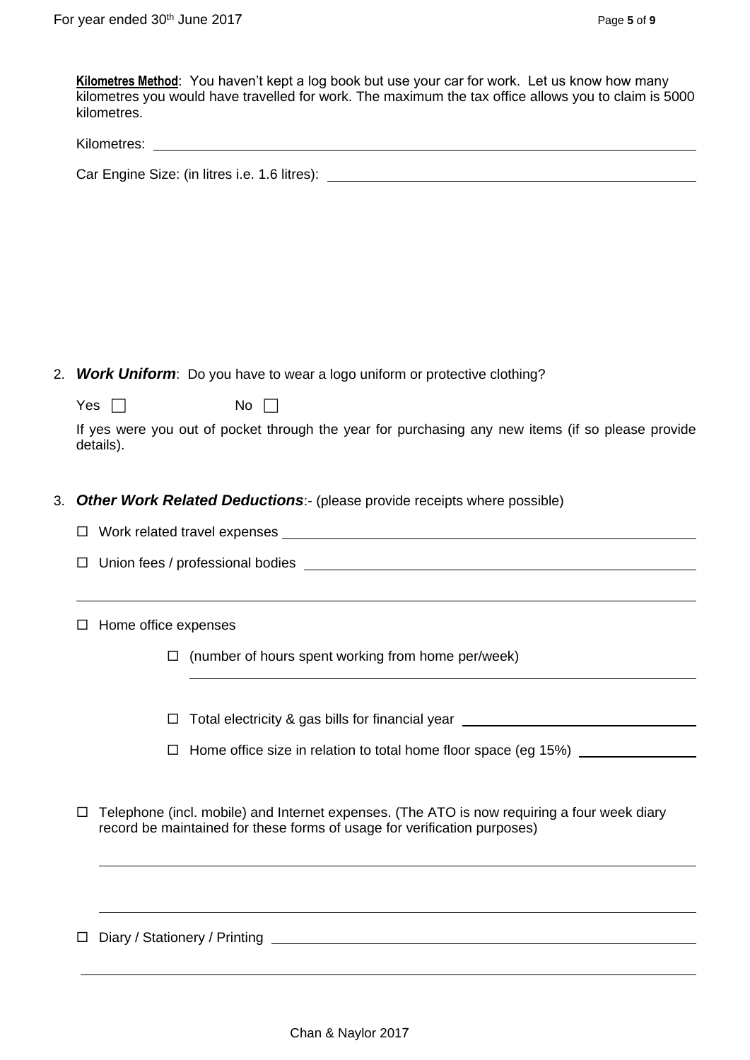**Kilometres Method**: You haven't kept a log book but use your car for work. Let us know how many kilometres you would have travelled for work. The maximum the tax office allows you to claim is 5000 kilometres.

Kilometres: ______________________________

Car Engine Size: (in litres i.e. 1.6 litres): ______________________________

2. ***Work Uniform***: Do you have to wear a logo uniform or protective clothing?

   Yes ☐ No ☐

   If yes were you out of pocket through the year for purchasing any new items (if so please provide details).

3. ***Other Work Related Deductions***:- (please provide receipts where possible)

   ☐ Work related travel expenses ______________________________

   ☐ Union fees / professional bodies ______________________________

   ☐ Home office expenses

   - ☐ (number of hours spent working from home per/week) ______________________________
   - ☐ Total electricity & gas bills for financial year ______________________________
   - ☐ Home office size in relation to total home floor space (eg 15%) ______________________________

   ☐ Telephone (incl. mobile) and Internet expenses. (The ATO is now requiring a four week diary record be maintained for these forms of usage for verification purposes)

   ______________________________

   ☐ Diary / Stationery / Printing ______________________________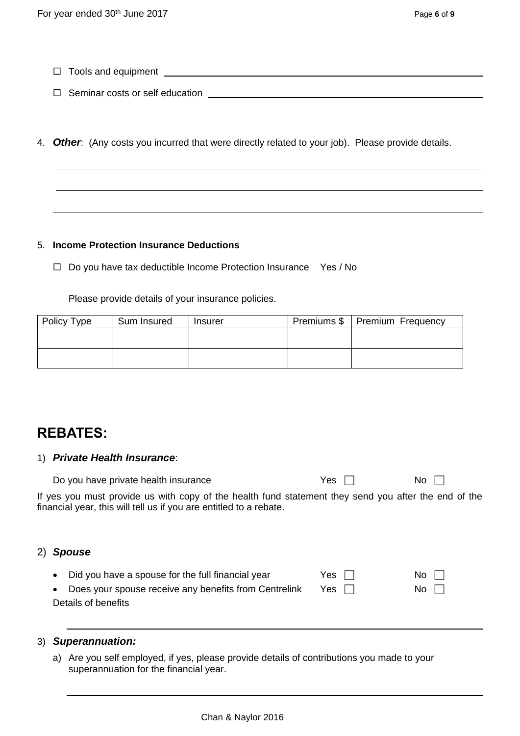- ☐ Tools and equipment ______________________________
- ☐ Seminar costs or self education ______________________________

4. ***Other***: (Any costs you incurred that were directly related to your job). Please provide details.

______________________________

______________________________

______________________________

5. **Income Protection Insurance Deductions**

   ☐ Do you have tax deductible Income Protection Insurance Yes / No

   Please provide details of your insurance policies.

| Policy Type | Sum Insured | Insurer | Premiums $ | Premium Frequency |
|---|---|---|---|---|
| | | | | |
| | | | | |

## REBATES:

1) ***Private Health Insurance***:

   Do you have private health insurance Yes ☐ No ☐

If yes you must provide us with copy of the health fund statement they send you after the end of the financial year, this will tell us if you are entitled to a rebate.

2) ***Spouse***

- Did you have a spouse for the full financial year Yes ☐ No ☐
- Does your spouse receive any benefits from Centrelink Yes ☐ No ☐

Details of benefits

______________________________

3) ***Superannuation:***

   a) Are you self employed, if yes, please provide details of contributions you made to your superannuation for the financial year.

______________________________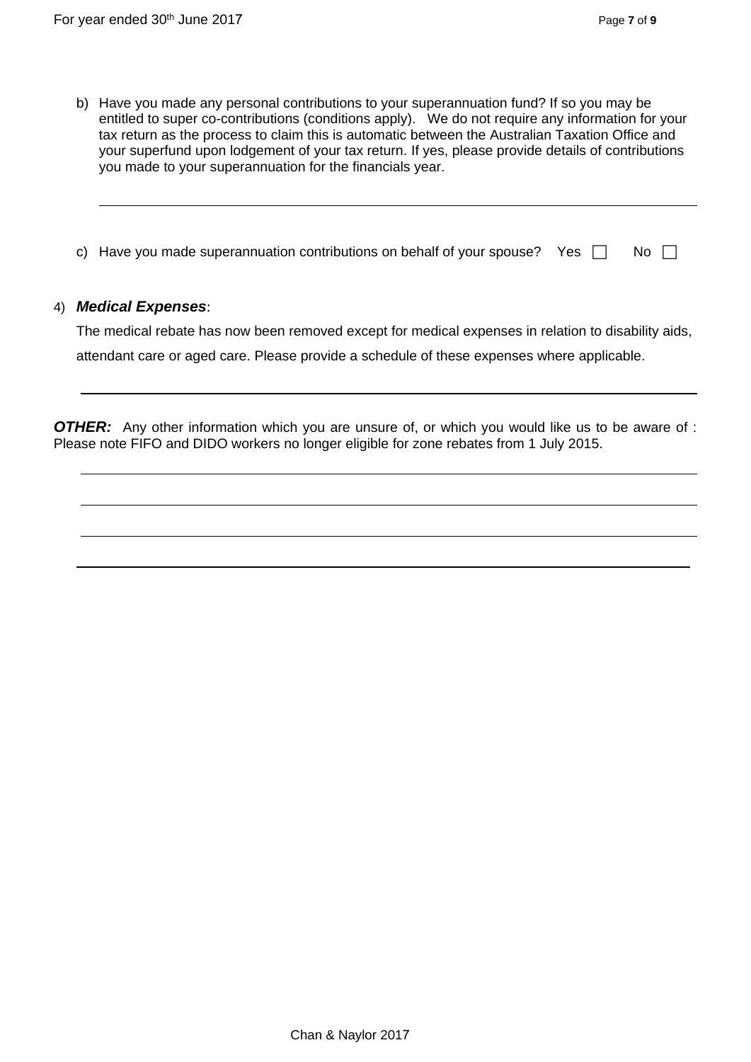b) Have you made any personal contributions to your superannuation fund? If so you may be entitled to super co-contributions (conditions apply). We do not require any information for your tax return as the process to claim this is automatic between the Australian Taxation Office and your superfund upon lodgement of your tax return. If yes, please provide details of contributions you made to your superannuation for the financials year.

\_\_\_\_\_\_\_\_\_\_\_\_\_\_\_\_\_\_\_\_\_\_\_\_\_\_\_\_\_\_\_\_\_\_\_\_\_\_\_\_\_\_\_\_\_\_\_\_\_\_\_\_\_\_\_\_\_\_\_\_\_\_\_\_

c) Have you made superannuation contributions on behalf of your spouse? Yes ☐ No ☐

4) ***Medical Expenses***:

The medical rebate has now been removed except for medical expenses in relation to disability aids, attendant care or aged care. Please provide a schedule of these expenses where applicable.

\_\_\_\_\_\_\_\_\_\_\_\_\_\_\_\_\_\_\_\_\_\_\_\_\_\_\_\_\_\_\_\_\_\_\_\_\_\_\_\_\_\_\_\_\_\_\_\_\_\_\_\_\_\_\_\_\_\_\_\_\_\_\_\_

***OTHER:*** Any other information which you are unsure of, or which you would like us to be aware of : Please note FIFO and DIDO workers no longer eligible for zone rebates from 1 July 2015.

\_\_\_\_\_\_\_\_\_\_\_\_\_\_\_\_\_\_\_\_\_\_\_\_\_\_\_\_\_\_\_\_\_\_\_\_\_\_\_\_\_\_\_\_\_\_\_\_\_\_\_\_\_\_\_\_\_\_\_\_\_\_\_\_

\_\_\_\_\_\_\_\_\_\_\_\_\_\_\_\_\_\_\_\_\_\_\_\_\_\_\_\_\_\_\_\_\_\_\_\_\_\_\_\_\_\_\_\_\_\_\_\_\_\_\_\_\_\_\_\_\_\_\_\_\_\_\_\_

\_\_\_\_\_\_\_\_\_\_\_\_\_\_\_\_\_\_\_\_\_\_\_\_\_\_\_\_\_\_\_\_\_\_\_\_\_\_\_\_\_\_\_\_\_\_\_\_\_\_\_\_\_\_\_\_\_\_\_\_\_\_\_\_

\_\_\_\_\_\_\_\_\_\_\_\_\_\_\_\_\_\_\_\_\_\_\_\_\_\_\_\_\_\_\_\_\_\_\_\_\_\_\_\_\_\_\_\_\_\_\_\_\_\_\_\_\_\_\_\_\_\_\_\_\_\_\_\_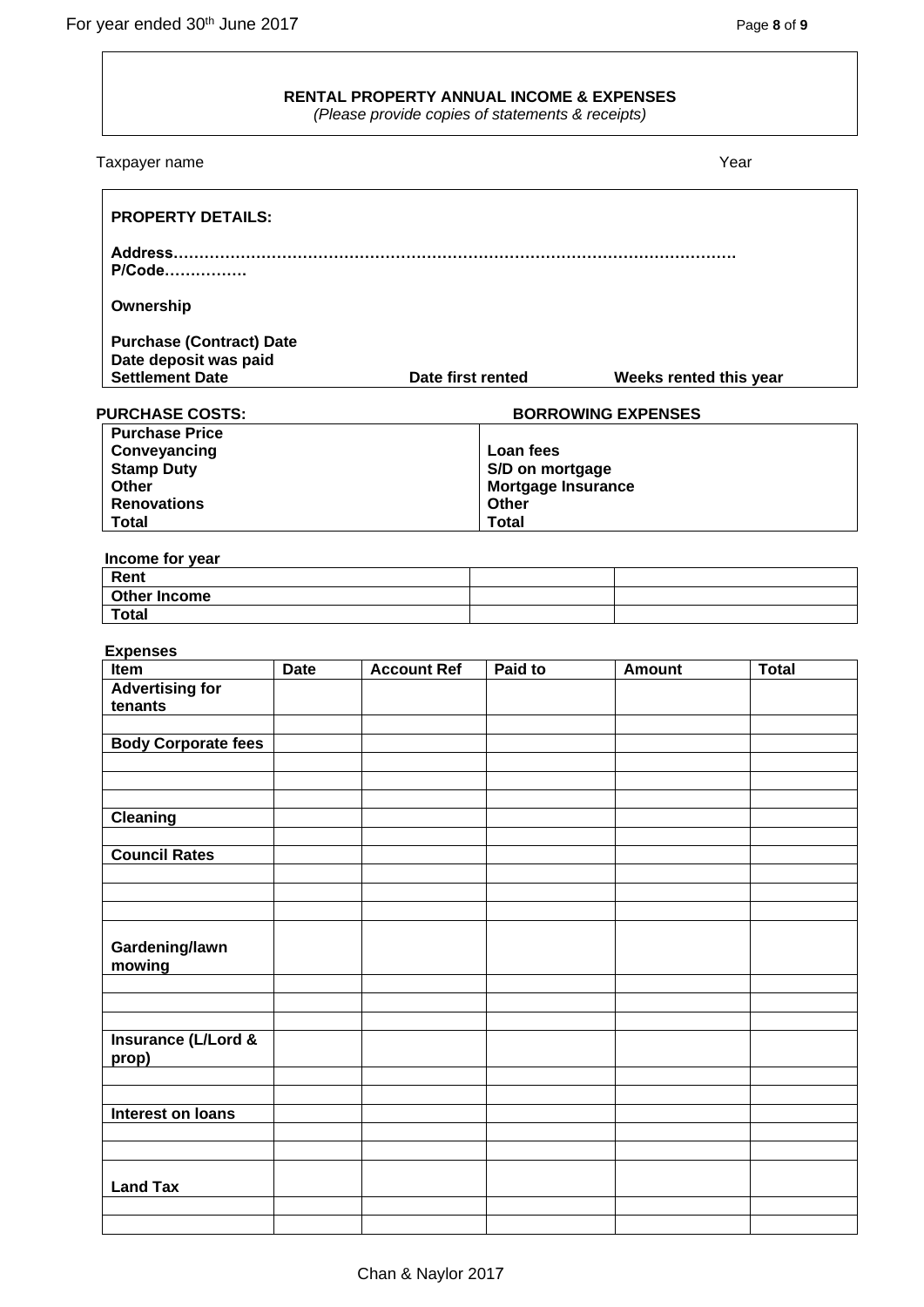**RENTAL PROPERTY ANNUAL INCOME & EXPENSES**
*(Please provide copies of statements & receipts)*

Taxpayer name Year

**PROPERTY DETAILS:**

**Address…………………………………………………………………………………………… P/Code…………….**

**Ownership**

**Purchase (Contract) Date**
**Date deposit was paid**
**Settlement Date** **Date first rented** **Weeks rented this year**

| **PURCHASE COSTS:** | **BORROWING EXPENSES** |
|---|---|
| **Purchase Price** | |
| **Conveyancing** | **Loan fees** |
| **Stamp Duty** | **S/D on mortgage** |
| **Other** | **Mortgage Insurance** |
| **Renovations** | **Other** |
| **Total** | **Total** |

**Income for year**

| | | |
|---|---|---|
| **Rent** | | |
| **Other Income** | | |
| **Total** | | |

**Expenses**

| Item | Date | Account Ref | Paid to | Amount | Total |
|---|---|---|---|---|---|
| **Advertising for tenants** | | | | | |
| | | | | | |
| **Body Corporate fees** | | | | | |
| | | | | | |
| | | | | | |
| | | | | | |
| **Cleaning** | | | | | |
| | | | | | |
| **Council Rates** | | | | | |
| | | | | | |
| | | | | | |
| | | | | | |
| **Gardening/lawn mowing** | | | | | |
| | | | | | |
| | | | | | |
| | | | | | |
| **Insurance (L/Lord & prop)** | | | | | |
| | | | | | |
| | | | | | |
| **Interest on loans** | | | | | |
| | | | | | |
| | | | | | |
| **Land Tax** | | | | | |
| | | | | | |
| | | | | | |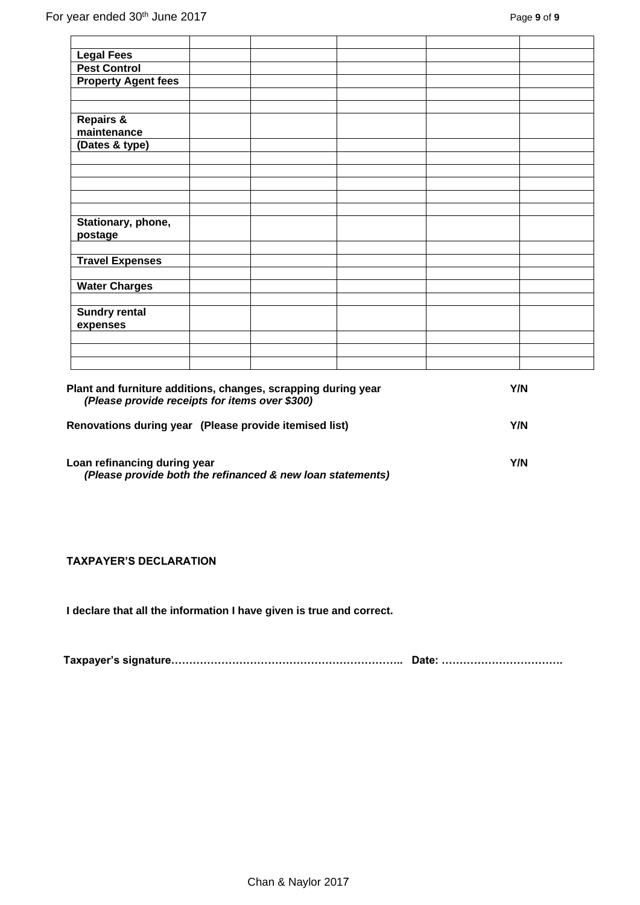| | | | | | |
|---|---|---|---|---|---|
| | | | | | |
| **Legal Fees** | | | | | |
| **Pest Control** | | | | | |
| **Property Agent fees** | | | | | |
| | | | | | |
| | | | | | |
| **Repairs & maintenance** | | | | | |
| **(Dates & type)** | | | | | |
| | | | | | |
| | | | | | |
| | | | | | |
| | | | | | |
| | | | | | |
| **Stationary, phone, postage** | | | | | |
| | | | | | |
| **Travel Expenses** | | | | | |
| | | | | | |
| **Water Charges** | | | | | |
| | | | | | |
| **Sundry rental expenses** | | | | | |
| | | | | | |
| | | | | | |
| | | | | | |

**Plant and furniture additions, changes, scrapping during year** **Y/N**
***(Please provide receipts for items over $300)***

**Renovations during year (Please provide itemised list)** **Y/N**

**Loan refinancing during year** **Y/N**
***(Please provide both the refinanced & new loan statements)***

**TAXPAYER'S DECLARATION**

**I declare that all the information I have given is true and correct.**

**Taxpayer's signature…………………………………………………….. Date: …………………………….**

Chan & Naylor 2017